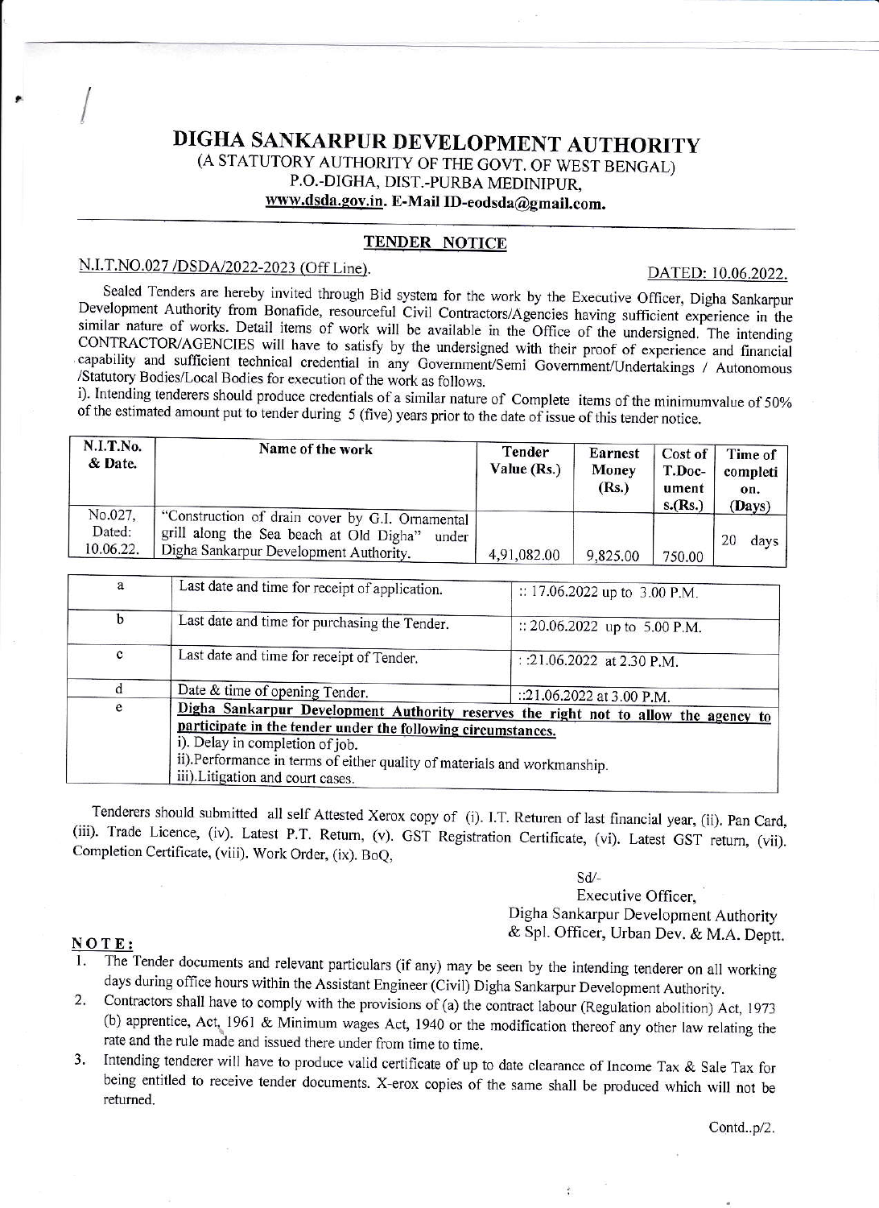# DIGHA SANKARPUR DEVELOPMENT AUTHORITY

(A STATUTORY AUTHORITY OF THE GOVT. OF WEST BENGAL)
P.O.-DIGHA, DIST.-PURBA MEDINIPUR,
www.dsda.gov.in. E-Mail ID-eodsda@gmail.com.

## TENDER NOTICE

N.I.T.NO.027 /DSDA/2022-2023 (Off Line). DATED: 10.06.2022.

Sealed Tenders are hereby invited through Bid system for the work by the Executive Officer, Digha Sankarpur Development Authority from Bonafide, resourceful Civil Contractors/Agencies having sufficient experience in the similar nature of works. Detail items of work will be available in the Office of the undersigned. The intending CONTRACTOR/AGENCIES will have to satisfy by the undersigned with their proof of experience and financial capability and sufficient technical credential in any Government/Semi Government/Undertakings / Autonomous /Statutory Bodies/Local Bodies for execution of the work as follows.

i). Intending tenderers should produce credentials of a similar nature of Complete items of the minimumvalue of 50% of the estimated amount put to tender during 5 (five) years prior to the date of issue of this tender notice.

| N.I.T.No. & Date. | Name of the work | Tender Value (Rs.) | Earnest Money (Rs.) | Cost of T.Doc-uments.(Rs.) | Time of completion. (Days) |
|---|---|---|---|---|---|
| No.027, Dated: 10.06.22. | "Construction of drain cover by G.I. Ornamental grill along the Sea beach at Old Digha" under Digha Sankarpur Development Authority. | 4,91,082.00 | 9,825.00 | 750.00 | 20 days |

| | | |
|---|---|---|
| a | Last date and time for receipt of application. | :: 17.06.2022 up to 3.00 P.M. |
| b | Last date and time for purchasing the Tender. | :: 20.06.2022 up to 5.00 P.M. |
| c | Last date and time for receipt of Tender. | : :21.06.2022 at 2.30 P.M. |
| d | Date & time of opening Tender. | ::21.06.2022 at 3.00 P.M. |
| e | **Digha Sankarpur Development Authority reserves the right not to allow the agency to participate in the tender under the following circumstances.** i). Delay in completion of job. ii).Performance in terms of either quality of materials and workmanship. iii).Litigation and court cases. | |

Tenderers should submitted all self Attested Xerox copy of (i). I.T. Returen of last financial year, (ii). Pan Card, (iii). Trade Licence, (iv). Latest P.T. Return, (v). GST Registration Certificate, (vi). Latest GST return, (vii). Completion Certificate, (viii). Work Order, (ix). BoQ,

Sd/-
Executive Officer,
Digha Sankarpur Development Authority
& Spl. Officer, Urban Dev. & M.A. Deptt.

**NOTE:**

1. The Tender documents and relevant particulars (if any) may be seen by the intending tenderer on all working days during office hours within the Assistant Engineer (Civil) Digha Sankarpur Development Authority.
2. Contractors shall have to comply with the provisions of (a) the contract labour (Regulation abolition) Act, 1973 (b) apprentice, Act, 1961 & Minimum wages Act, 1940 or the modification thereof any other law relating the rate and the rule made and issued there under from time to time.
3. Intending tenderer will have to produce valid certificate of up to date clearance of Income Tax & Sale Tax for being entitled to receive tender documents. X-erox copies of the same shall be produced which will not be returned.

Contd..p/2.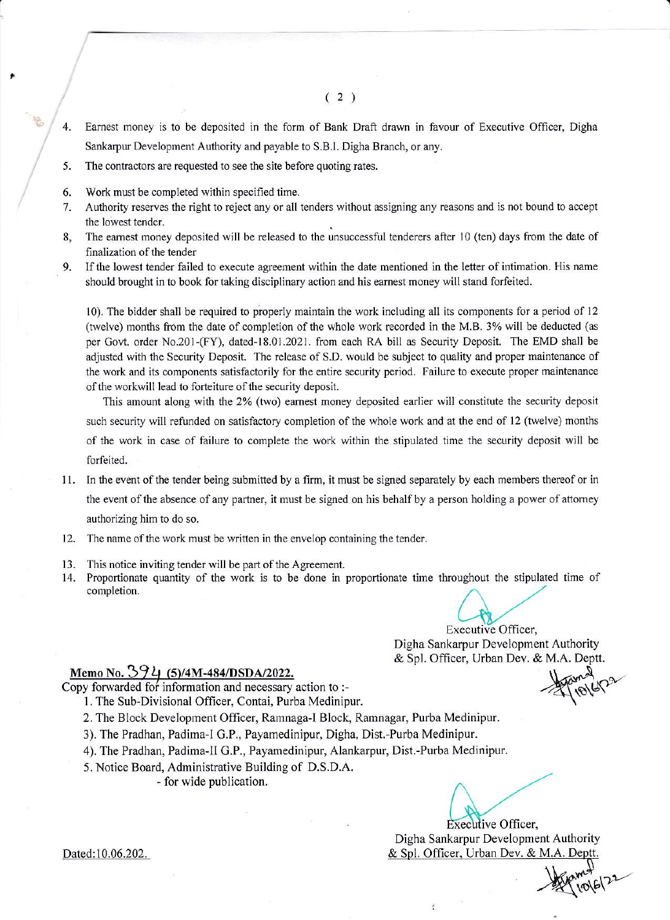4. Earnest money is to be deposited in the form of Bank Draft drawn in favour of Executive Officer, Digha Sankarpur Development Authority and payable to S.B.I. Digha Branch, or any.
5. The contractors are requested to see the site before quoting rates.
6. Work must be completed within specified time.
7. Authority reserves the right to reject any or all tenders without assigning any reasons and is not bound to accept the lowest tender.
8, The earnest money deposited will be released to the unsuccessful tenderers after 10 (ten) days from the date of finalization of the tender
9. If the lowest tender failed to execute agreement within the date mentioned in the letter of intimation. His name should brought in to book for taking disciplinary action and his earnest money will stand forfeited.

10). The bidder shall be required to properly maintain the work including all its components for a period of 12 (twelve) months from the date of completion of the whole work recorded in the M.B. 3% will be deducted (as per Govt. order No.201-(FY), dated-18.01.2021. from each RA bill as Security Deposit. The EMD shall be adjusted with the Security Deposit. The release of S.D. would be subject to quality and proper maintenance of the work and its components satisfactorily for the entire security period. Failure to execute proper maintenance of the workwill lead to forfeiture of the security deposit.

This amount along with the 2% (two) earnest money deposited earlier will constitute the security deposit such security will refunded on satisfactory completion of the whole work and at the end of 12 (twelve) months of the work in case of failure to complete the work within the stipulated time the security deposit will be forfeited.

11. In the event of the tender being submitted by a firm, it must be signed separately by each members thereof or in the event of the absence of any partner, it must be signed on his behalf by a person holding a power of attorney authorizing him to do so.
12. The name of the work must be written in the envelop containing the tender.
13. This notice inviting tender will be part of the Agreement.
14. Proportionate quantity of the work is to be done in proportionate time throughout the stipulated time of completion.

Executive Officer,
Digha Sankarpur Development Authority
& Spl. Officer, Urban Dev. & M.A. Deptt.

**Memo No. 394 (5)/4M-484/DSDA/2022.**

Copy forwarded for information and necessary action to :-

1. The Sub-Divisional Officer, Contai, Purba Medinipur.
2. The Block Development Officer, Ramnaga-I Block, Ramnagar, Purba Medinipur.
3). The Pradhan, Padima-I G.P., Payamedinipur, Digha, Dist.-Purba Medinipur.
4). The Pradhan, Padima-II G.P., Payamedinipur, Alankarpur, Dist.-Purba Medinipur.
5. Notice Board, Administrative Building of D.S.D.A.
   - for wide publication.

Dated:10.06.202.

Executive Officer,
Digha Sankarpur Development Authority
& Spl. Officer, Urban Dev. & M.A. Deptt.